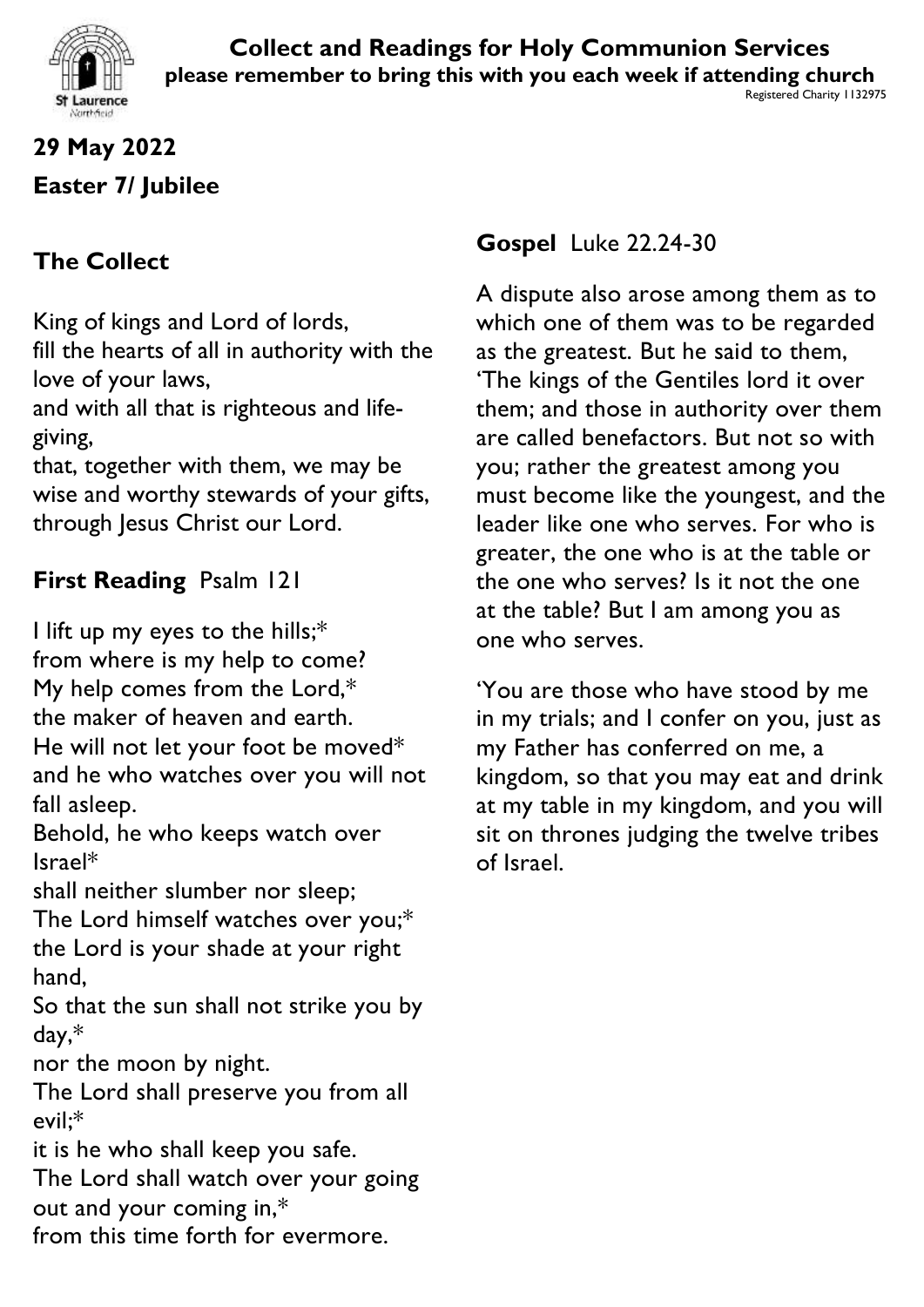# Collect and Readings for Holy Communion Services

**please remember to bring this with you each week if attending church**

Registered Charity 1132975

## 29 May 2022

## Easter 7/ Jubilee

### The Collect

King of kings and Lord of lords,
fill the hearts of all in authority with the love of your laws,
and with all that is righteous and life-giving,
that, together with them, we may be wise and worthy stewards of your gifts,
through Jesus Christ our Lord.

### First Reading Psalm 121

I lift up my eyes to the hills;*
from where is my help to come?
My help comes from the Lord,*
the maker of heaven and earth.
He will not let your foot be moved*
and he who watches over you will not fall asleep.
Behold, he who keeps watch over Israel*
shall neither slumber nor sleep;
The Lord himself watches over you;*
the Lord is your shade at your right hand,
So that the sun shall not strike you by day,*
nor the moon by night.
The Lord shall preserve you from all evil;*
it is he who shall keep you safe.
The Lord shall watch over your going out and your coming in,*
from this time forth for evermore.

### Gospel Luke 22.24-30

A dispute also arose among them as to which one of them was to be regarded as the greatest. But he said to them, 'The kings of the Gentiles lord it over them; and those in authority over them are called benefactors. But not so with you; rather the greatest among you must become like the youngest, and the leader like one who serves. For who is greater, the one who is at the table or the one who serves? Is it not the one at the table? But I am among you as one who serves.

'You are those who have stood by me in my trials; and I confer on you, just as my Father has conferred on me, a kingdom, so that you may eat and drink at my table in my kingdom, and you will sit on thrones judging the twelve tribes of Israel.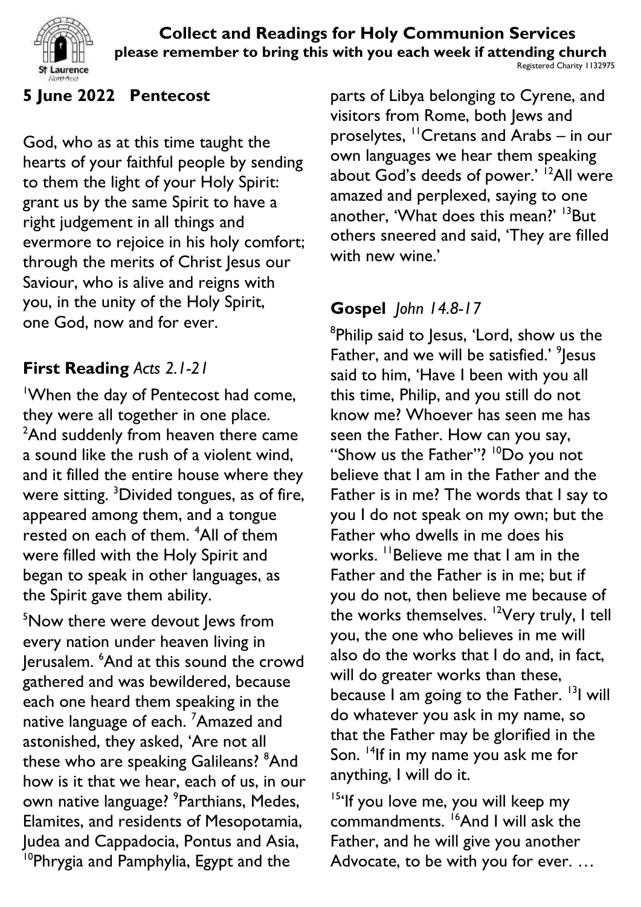# Collect and Readings for Holy Communion Services

**please remember to bring this with you each week if attending church**

Registered Charity 1132975

## 5 June 2022 Pentecost

God, who as at this time taught the hearts of your faithful people by sending to them the light of your Holy Spirit: grant us by the same Spirit to have a right judgement in all things and evermore to rejoice in his holy comfort; through the merits of Christ Jesus our Saviour, who is alive and reigns with you, in the unity of the Holy Spirit, one God, now and for ever.

## First Reading *Acts 2.1-21*

[1]When the day of Pentecost had come, they were all together in one place. [2]And suddenly from heaven there came a sound like the rush of a violent wind, and it filled the entire house where they were sitting. [3]Divided tongues, as of fire, appeared among them, and a tongue rested on each of them. [4]All of them were filled with the Holy Spirit and began to speak in other languages, as the Spirit gave them ability.

[5]Now there were devout Jews from every nation under heaven living in Jerusalem. [6]And at this sound the crowd gathered and was bewildered, because each one heard them speaking in the native language of each. [7]Amazed and astonished, they asked, 'Are not all these who are speaking Galileans? [8]And how is it that we hear, each of us, in our own native language? [9]Parthians, Medes, Elamites, and residents of Mesopotamia, Judea and Cappadocia, Pontus and Asia, [10]Phrygia and Pamphylia, Egypt and the parts of Libya belonging to Cyrene, and visitors from Rome, both Jews and proselytes, [11]Cretans and Arabs – in our own languages we hear them speaking about God's deeds of power.' [12]All were amazed and perplexed, saying to one another, 'What does this mean?' [13]But others sneered and said, 'They are filled with new wine.'

## Gospel *John 14.8-17*

[8]Philip said to Jesus, 'Lord, show us the Father, and we will be satisfied.' [9]Jesus said to him, 'Have I been with you all this time, Philip, and you still do not know me? Whoever has seen me has seen the Father. How can you say, "Show us the Father"? [10]Do you not believe that I am in the Father and the Father is in me? The words that I say to you I do not speak on my own; but the Father who dwells in me does his works. [11]Believe me that I am in the Father and the Father is in me; but if you do not, then believe me because of the works themselves. [12]Very truly, I tell you, the one who believes in me will also do the works that I do and, in fact, will do greater works than these, because I am going to the Father. [13]I will do whatever you ask in my name, so that the Father may be glorified in the Son. [14]If in my name you ask me for anything, I will do it.

[15]'If you love me, you will keep my commandments. [16]And I will ask the Father, and he will give you another Advocate, to be with you for ever. …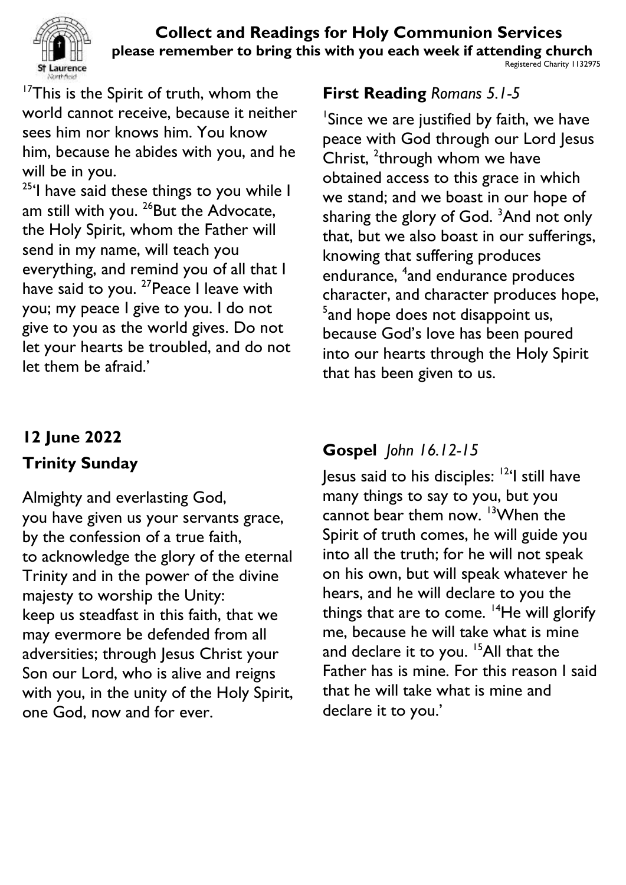[17]This is the Spirit of truth, whom the world cannot receive, because it neither sees him nor knows him. You know him, because he abides with you, and he will be in you.

[25]'I have said these things to you while I am still with you. [26]But the Advocate, the Holy Spirit, whom the Father will send in my name, will teach you everything, and remind you of all that I have said to you. [27]Peace I leave with you; my peace I give to you. I do not give to you as the world gives. Do not let your hearts be troubled, and do not let them be afraid.'

## 12 June 2022

## Trinity Sunday

Almighty and everlasting God,
you have given us your servants grace,
by the confession of a true faith,
to acknowledge the glory of the eternal Trinity and in the power of the divine majesty to worship the Unity:
keep us steadfast in this faith, that we may evermore be defended from all adversities; through Jesus Christ your Son our Lord, who is alive and reigns with you, in the unity of the Holy Spirit, one God, now and for ever.

### First Reading *Romans 5.1-5*

[1]Since we are justified by faith, we have peace with God through our Lord Jesus Christ, [2]through whom we have obtained access to this grace in which we stand; and we boast in our hope of sharing the glory of God. [3]And not only that, but we also boast in our sufferings, knowing that suffering produces endurance, [4]and endurance produces character, and character produces hope, [5]and hope does not disappoint us, because God's love has been poured into our hearts through the Holy Spirit that has been given to us.

### Gospel *John 16.12-15*

Jesus said to his disciples: [12]'I still have many things to say to you, but you cannot bear them now. [13]When the Spirit of truth comes, he will guide you into all the truth; for he will not speak on his own, but will speak whatever he hears, and he will declare to you the things that are to come. [14]He will glorify me, because he will take what is mine and declare it to you. [15]All that the Father has is mine. For this reason I said that he will take what is mine and declare it to you.'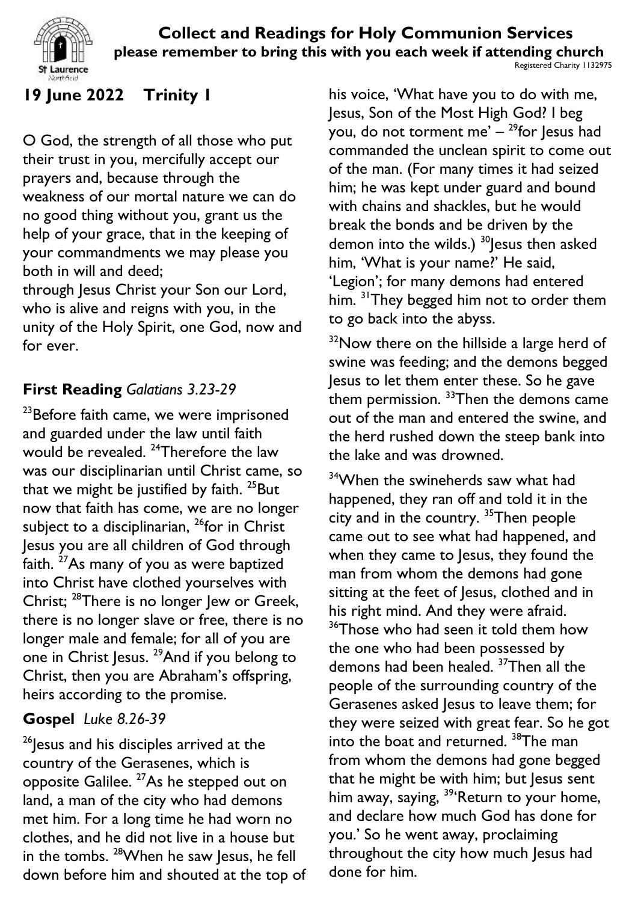# Collect and Readings for Holy Communion Services

**please remember to bring this with you each week if attending church**

Registered Charity 1132975

## 19 June 2022 Trinity 1

O God, the strength of all those who put their trust in you, mercifully accept our prayers and, because through the weakness of our mortal nature we can do no good thing without you, grant us the help of your grace, that in the keeping of your commandments we may please you both in will and deed;
through Jesus Christ your Son our Lord, who is alive and reigns with you, in the unity of the Holy Spirit, one God, now and for ever.

### First Reading *Galatians 3.23-29*

23Before faith came, we were imprisoned and guarded under the law until faith would be revealed. 24Therefore the law was our disciplinarian until Christ came, so that we might be justified by faith. 25But now that faith has come, we are no longer subject to a disciplinarian, 26for in Christ Jesus you are all children of God through faith. 27As many of you as were baptized into Christ have clothed yourselves with Christ; 28There is no longer Jew or Greek, there is no longer slave or free, there is no longer male and female; for all of you are one in Christ Jesus. 29And if you belong to Christ, then you are Abraham's offspring, heirs according to the promise.

### Gospel *Luke 8.26-39*

26Jesus and his disciples arrived at the country of the Gerasenes, which is opposite Galilee. 27As he stepped out on land, a man of the city who had demons met him. For a long time he had worn no clothes, and he did not live in a house but in the tombs. 28When he saw Jesus, he fell down before him and shouted at the top of his voice, 'What have you to do with me, Jesus, Son of the Most High God? I beg you, do not torment me' – 29for Jesus had commanded the unclean spirit to come out of the man. (For many times it had seized him; he was kept under guard and bound with chains and shackles, but he would break the bonds and be driven by the demon into the wilds.) 30Jesus then asked him, 'What is your name?' He said, 'Legion'; for many demons had entered him. 31They begged him not to order them to go back into the abyss.

32Now there on the hillside a large herd of swine was feeding; and the demons begged Jesus to let them enter these. So he gave them permission. 33Then the demons came out of the man and entered the swine, and the herd rushed down the steep bank into the lake and was drowned.

34When the swineherds saw what had happened, they ran off and told it in the city and in the country. 35Then people came out to see what had happened, and when they came to Jesus, they found the man from whom the demons had gone sitting at the feet of Jesus, clothed and in his right mind. And they were afraid. 36Those who had seen it told them how the one who had been possessed by demons had been healed. 37Then all the people of the surrounding country of the Gerasenes asked Jesus to leave them; for they were seized with great fear. So he got into the boat and returned. 38The man from whom the demons had gone begged that he might be with him; but Jesus sent him away, saying, 39'Return to your home, and declare how much God has done for you.' So he went away, proclaiming throughout the city how much Jesus had done for him.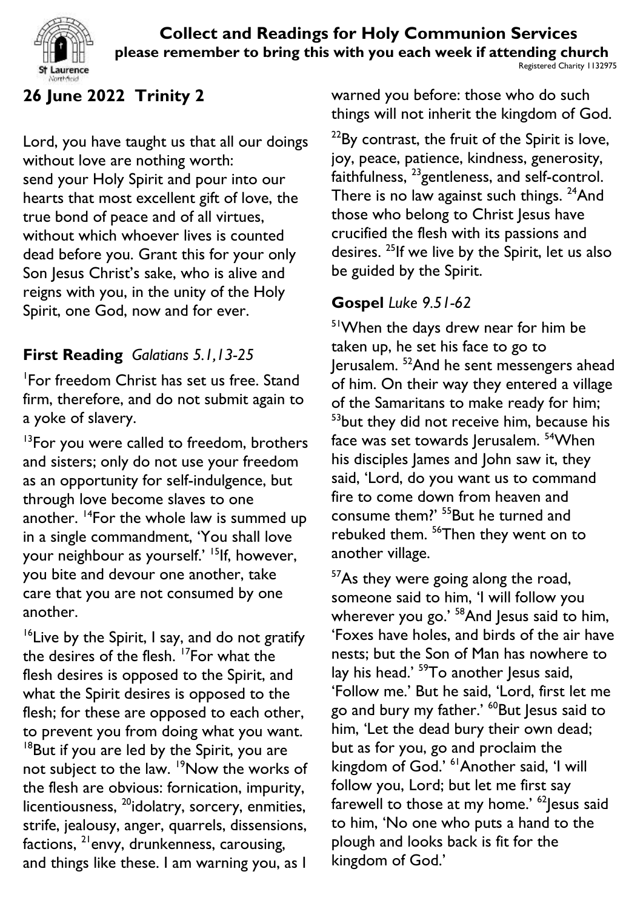# Collect and Readings for Holy Communion Services

**please remember to bring this with you each week if attending church**

Registered Charity 1132975

## 26 June 2022 Trinity 2

Lord, you have taught us that all our doings without love are nothing worth: send your Holy Spirit and pour into our hearts that most excellent gift of love, the true bond of peace and of all virtues, without which whoever lives is counted dead before you. Grant this for your only Son Jesus Christ's sake, who is alive and reigns with you, in the unity of the Holy Spirit, one God, now and for ever.

### First Reading *Galatians 5.1,13-25*

[1]For freedom Christ has set us free. Stand firm, therefore, and do not submit again to a yoke of slavery.

[13]For you were called to freedom, brothers and sisters; only do not use your freedom as an opportunity for self-indulgence, but through love become slaves to one another. [14]For the whole law is summed up in a single commandment, 'You shall love your neighbour as yourself.' [15]If, however, you bite and devour one another, take care that you are not consumed by one another.

[16]Live by the Spirit, I say, and do not gratify the desires of the flesh. [17]For what the flesh desires is opposed to the Spirit, and what the Spirit desires is opposed to the flesh; for these are opposed to each other, to prevent you from doing what you want. [18]But if you are led by the Spirit, you are not subject to the law. [19]Now the works of the flesh are obvious: fornication, impurity, licentiousness, [20]idolatry, sorcery, enmities, strife, jealousy, anger, quarrels, dissensions, factions, [21]envy, drunkenness, carousing, and things like these. I am warning you, as I warned you before: those who do such things will not inherit the kingdom of God.

[22]By contrast, the fruit of the Spirit is love, joy, peace, patience, kindness, generosity, faithfulness, [23]gentleness, and self-control. There is no law against such things. [24]And those who belong to Christ Jesus have crucified the flesh with its passions and desires. [25]If we live by the Spirit, let us also be guided by the Spirit.

### Gospel *Luke 9.51-62*

[51]When the days drew near for him be taken up, he set his face to go to Jerusalem. [52]And he sent messengers ahead of him. On their way they entered a village of the Samaritans to make ready for him; [53]but they did not receive him, because his face was set towards Jerusalem. [54]When his disciples James and John saw it, they said, 'Lord, do you want us to command fire to come down from heaven and consume them?' [55]But he turned and rebuked them. [56]Then they went on to another village.

[57]As they were going along the road, someone said to him, 'I will follow you wherever you go.' [58]And Jesus said to him, 'Foxes have holes, and birds of the air have nests; but the Son of Man has nowhere to lay his head.' [59]To another Jesus said, 'Follow me.' But he said, 'Lord, first let me go and bury my father.' [60]But Jesus said to him, 'Let the dead bury their own dead; but as for you, go and proclaim the kingdom of God.' [61]Another said, 'I will follow you, Lord; but let me first say farewell to those at my home.' [62]Jesus said to him, 'No one who puts a hand to the plough and looks back is fit for the kingdom of God.'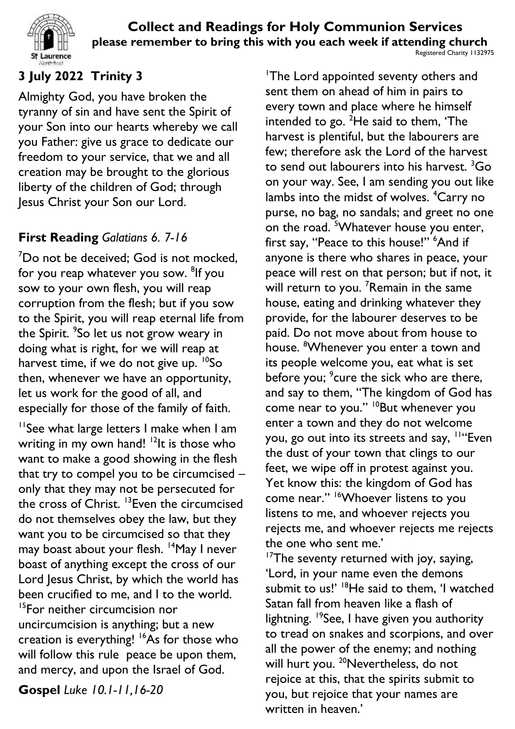## Collect and Readings for Holy Communion Services

**please remember to bring this with you each week if attending church**

Registered Charity 1132975

### 3 July 2022 Trinity 3

Almighty God, you have broken the tyranny of sin and have sent the Spirit of your Son into our hearts whereby we call you Father: give us grace to dedicate our freedom to your service, that we and all creation may be brought to the glorious liberty of the children of God; through Jesus Christ your Son our Lord.

### First Reading *Galatians 6. 7-16*

7Do not be deceived; God is not mocked, for you reap whatever you sow. 8If you sow to your own flesh, you will reap corruption from the flesh; but if you sow to the Spirit, you will reap eternal life from the Spirit. 9So let us not grow weary in doing what is right, for we will reap at harvest time, if we do not give up. 10So then, whenever we have an opportunity, let us work for the good of all, and especially for those of the family of faith.

11See what large letters I make when I am writing in my own hand! 12It is those who want to make a good showing in the flesh that try to compel you to be circumcised – only that they may not be persecuted for the cross of Christ. 13Even the circumcised do not themselves obey the law, but they want you to be circumcised so that they may boast about your flesh. 14May I never boast of anything except the cross of our Lord Jesus Christ, by which the world has been crucified to me, and I to the world. 15For neither circumcision nor uncircumcision is anything; but a new creation is everything! 16As for those who will follow this rule peace be upon them, and mercy, and upon the Israel of God.

### Gospel *Luke 10.1-11,16-20*

1The Lord appointed seventy others and sent them on ahead of him in pairs to every town and place where he himself intended to go. 2He said to them, 'The harvest is plentiful, but the labourers are few; therefore ask the Lord of the harvest to send out labourers into his harvest. 3Go on your way. See, I am sending you out like lambs into the midst of wolves. 4Carry no purse, no bag, no sandals; and greet no one on the road. 5Whatever house you enter, first say, "Peace to this house!" 6And if anyone is there who shares in peace, your peace will rest on that person; but if not, it will return to you. 7Remain in the same house, eating and drinking whatever they provide, for the labourer deserves to be paid. Do not move about from house to house. 8Whenever you enter a town and its people welcome you, eat what is set before you; 9cure the sick who are there, and say to them, "The kingdom of God has come near to you." 10But whenever you enter a town and they do not welcome you, go out into its streets and say, 11"Even the dust of your town that clings to our feet, we wipe off in protest against you. Yet know this: the kingdom of God has come near." 16Whoever listens to you listens to me, and whoever rejects you rejects me, and whoever rejects me rejects the one who sent me.'

17The seventy returned with joy, saying, 'Lord, in your name even the demons submit to us!' 18He said to them, 'I watched Satan fall from heaven like a flash of lightning. 19See, I have given you authority to tread on snakes and scorpions, and over all the power of the enemy; and nothing will hurt you. 20Nevertheless, do not rejoice at this, that the spirits submit to you, but rejoice that your names are written in heaven.'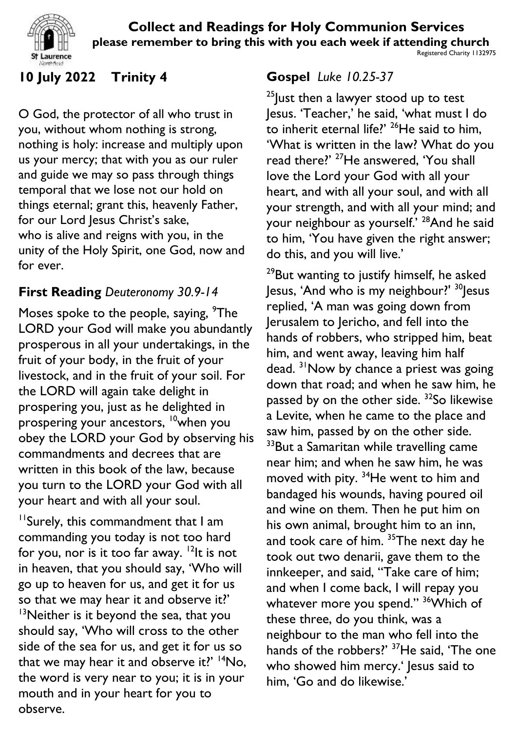# Collect and Readings for Holy Communion Services

**please remember to bring this with you each week if attending church**

Registered Charity 1132975

## 10 July 2022 Trinity 4

O God, the protector of all who trust in you, without whom nothing is strong, nothing is holy: increase and multiply upon us your mercy; that with you as our ruler and guide we may so pass through things temporal that we lose not our hold on things eternal; grant this, heavenly Father, for our Lord Jesus Christ's sake, who is alive and reigns with you, in the unity of the Holy Spirit, one God, now and for ever.

### First Reading *Deuteronomy 30.9-14*

Moses spoke to the people, saying, [9]The LORD your God will make you abundantly prosperous in all your undertakings, in the fruit of your body, in the fruit of your livestock, and in the fruit of your soil. For the LORD will again take delight in prospering you, just as he delighted in prospering your ancestors, [10]when you obey the LORD your God by observing his commandments and decrees that are written in this book of the law, because you turn to the LORD your God with all your heart and with all your soul.

[11]Surely, this commandment that I am commanding you today is not too hard for you, nor is it too far away. [12]It is not in heaven, that you should say, 'Who will go up to heaven for us, and get it for us so that we may hear it and observe it?' [13]Neither is it beyond the sea, that you should say, 'Who will cross to the other side of the sea for us, and get it for us so that we may hear it and observe it?' [14]No, the word is very near to you; it is in your mouth and in your heart for you to observe.

### Gospel *Luke 10.25-37*

[25]Just then a lawyer stood up to test Jesus. 'Teacher,' he said, 'what must I do to inherit eternal life?' [26]He said to him, 'What is written in the law? What do you read there?' [27]He answered, 'You shall love the Lord your God with all your heart, and with all your soul, and with all your strength, and with all your mind; and your neighbour as yourself.' [28]And he said to him, 'You have given the right answer; do this, and you will live.'

[29]But wanting to justify himself, he asked Jesus, 'And who is my neighbour?' [30]Jesus replied, 'A man was going down from Jerusalem to Jericho, and fell into the hands of robbers, who stripped him, beat him, and went away, leaving him half dead. [31]Now by chance a priest was going down that road; and when he saw him, he passed by on the other side. [32]So likewise a Levite, when he came to the place and saw him, passed by on the other side. [33]But a Samaritan while travelling came near him; and when he saw him, he was moved with pity. [34]He went to him and bandaged his wounds, having poured oil and wine on them. Then he put him on his own animal, brought him to an inn, and took care of him. [35]The next day he took out two denarii, gave them to the innkeeper, and said, "Take care of him; and when I come back, I will repay you whatever more you spend." [36]Which of these three, do you think, was a neighbour to the man who fell into the hands of the robbers?' [37]He said, 'The one who showed him mercy.' Jesus said to him, 'Go and do likewise.'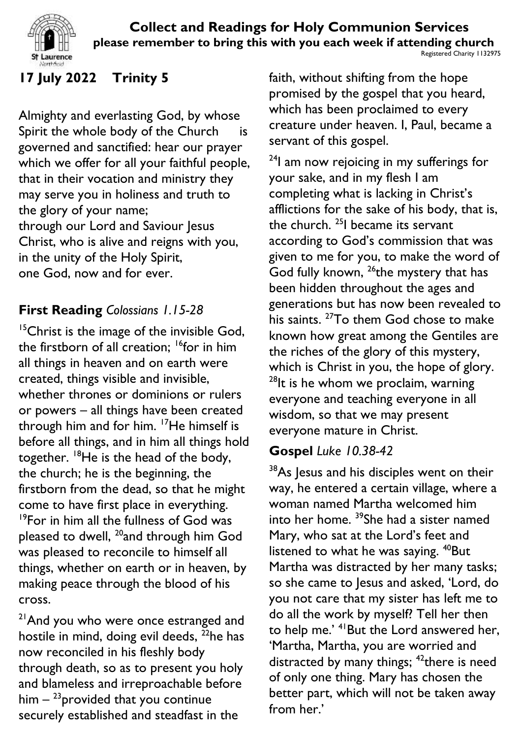# Collect and Readings for Holy Communion Services

**please remember to bring this with you each week if attending church**

Registered Charity 1132975

## 17 July 2022 Trinity 5

Almighty and everlasting God, by whose Spirit the whole body of the Church is governed and sanctified: hear our prayer which we offer for all your faithful people, that in their vocation and ministry they may serve you in holiness and truth to the glory of your name;
through our Lord and Saviour Jesus Christ, who is alive and reigns with you, in the unity of the Holy Spirit,
one God, now and for ever.

### First Reading *Colossians 1.15-28*

[15]Christ is the image of the invisible God, the firstborn of all creation; [16]for in him all things in heaven and on earth were created, things visible and invisible, whether thrones or dominions or rulers or powers – all things have been created through him and for him. [17]He himself is before all things, and in him all things hold together. [18]He is the head of the body, the church; he is the beginning, the firstborn from the dead, so that he might come to have first place in everything. [19]For in him all the fullness of God was pleased to dwell, [20]and through him God was pleased to reconcile to himself all things, whether on earth or in heaven, by making peace through the blood of his cross.

[21]And you who were once estranged and hostile in mind, doing evil deeds, [22]he has now reconciled in his fleshly body through death, so as to present you holy and blameless and irreproachable before him – [23]provided that you continue securely established and steadfast in the faith, without shifting from the hope promised by the gospel that you heard, which has been proclaimed to every creature under heaven. I, Paul, became a servant of this gospel.

[24]I am now rejoicing in my sufferings for your sake, and in my flesh I am completing what is lacking in Christ's afflictions for the sake of his body, that is, the church. [25]I became its servant according to God's commission that was given to me for you, to make the word of God fully known, [26]the mystery that has been hidden throughout the ages and generations but has now been revealed to his saints. [27]To them God chose to make known how great among the Gentiles are the riches of the glory of this mystery, which is Christ in you, the hope of glory. [28]It is he whom we proclaim, warning everyone and teaching everyone in all wisdom, so that we may present everyone mature in Christ.

### Gospel *Luke 10.38-42*

[38]As Jesus and his disciples went on their way, he entered a certain village, where a woman named Martha welcomed him into her home. [39]She had a sister named Mary, who sat at the Lord's feet and listened to what he was saying. [40]But Martha was distracted by her many tasks; so she came to Jesus and asked, 'Lord, do you not care that my sister has left me to do all the work by myself? Tell her then to help me.' [41]But the Lord answered her, 'Martha, Martha, you are worried and distracted by many things; [42]there is need of only one thing. Mary has chosen the better part, which will not be taken away from her.'